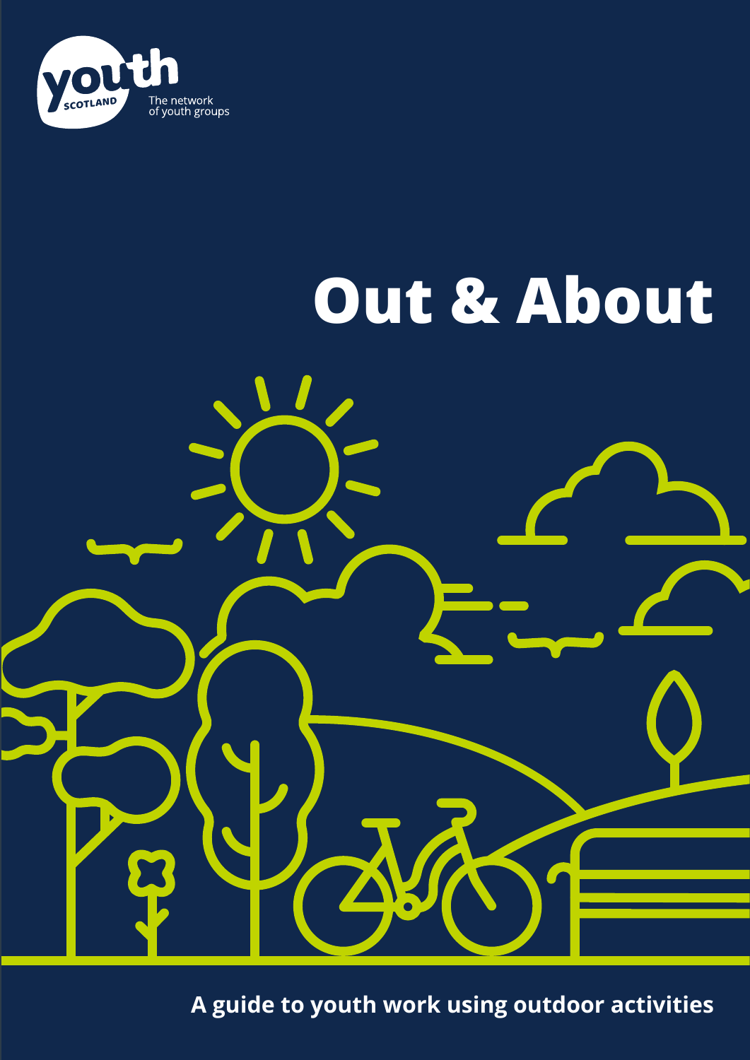youth SCOTLAND

The network of youth groups

# Out & About

**A guide to youth work using outdoor activities**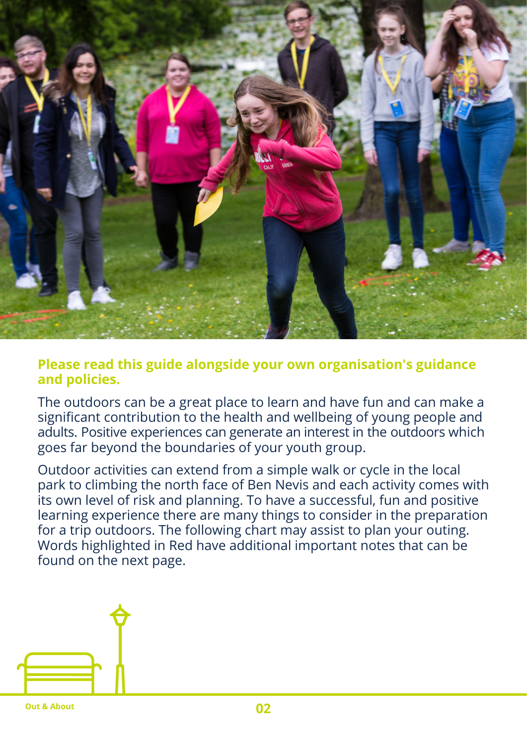**Please read this guide alongside your own organisation's guidance and policies.**

The outdoors can be a great place to learn and have fun and can make a significant contribution to the health and wellbeing of young people and adults. Positive experiences can generate an interest in the outdoors which goes far beyond the boundaries of your youth group.

Outdoor activities can extend from a simple walk or cycle in the local park to climbing the north face of Ben Nevis and each activity comes with its own level of risk and planning. To have a successful, fun and positive learning experience there are many things to consider in the preparation for a trip outdoors. The following chart may assist to plan your outing. Words highlighted in Red have additional important notes that can be found on the next page.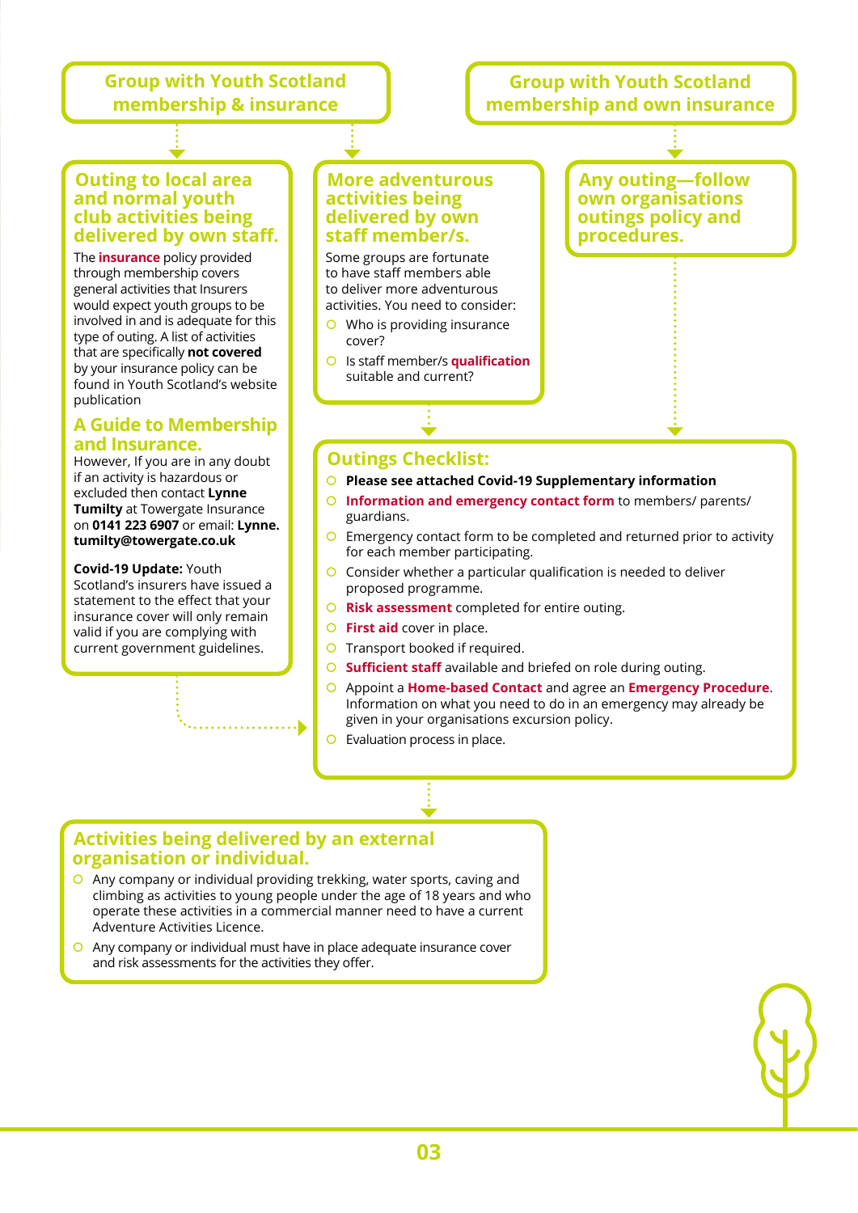## Group with Youth Scotland membership & insurance

## Group with Youth Scotland membership and own insurance

### Outing to local area and normal youth club activities being delivered by own staff.

The **insurance** policy provided through membership covers general activities that Insurers would expect youth groups to be involved in and is adequate for this type of outing. A list of activities that are specifically **not covered** by your insurance policy can be found in Youth Scotland's website publication

### A Guide to Membership and Insurance.

However, If you are in any doubt if an activity is hazardous or excluded then contact **Lynne Tumilty** at Towergate Insurance on **0141 223 6907** or email: **Lynne.tumilty@towergate.co.uk**

**Covid-19 Update:** Youth Scotland's insurers have issued a statement to the effect that your insurance cover will only remain valid if you are complying with current government guidelines.

### More adventurous activities being delivered by own staff member/s.

Some groups are fortunate to have staff members able to deliver more adventurous activities. You need to consider:

- Who is providing insurance cover?
- Is staff member/s **qualification** suitable and current?

### Any outing—follow own organisations outings policy and procedures.

### Outings Checklist:

- **Please see attached Covid-19 Supplementary information**
- **Information and emergency contact form** to members/ parents/ guardians.
- Emergency contact form to be completed and returned prior to activity for each member participating.
- Consider whether a particular qualification is needed to deliver proposed programme.
- **Risk assessment** completed for entire outing.
- **First aid** cover in place.
- Transport booked if required.
- **Sufficient staff** available and briefed on role during outing.
- Appoint a **Home-based Contact** and agree an **Emergency Procedure**. Information on what you need to do in an emergency may already be given in your organisations excursion policy.
- Evaluation process in place.

### Activities being delivered by an external organisation or individual.

- Any company or individual providing trekking, water sports, caving and climbing as activities to young people under the age of 18 years and who operate these activities in a commercial manner need to have a current Adventure Activities Licence.
- Any company or individual must have in place adequate insurance cover and risk assessments for the activities they offer.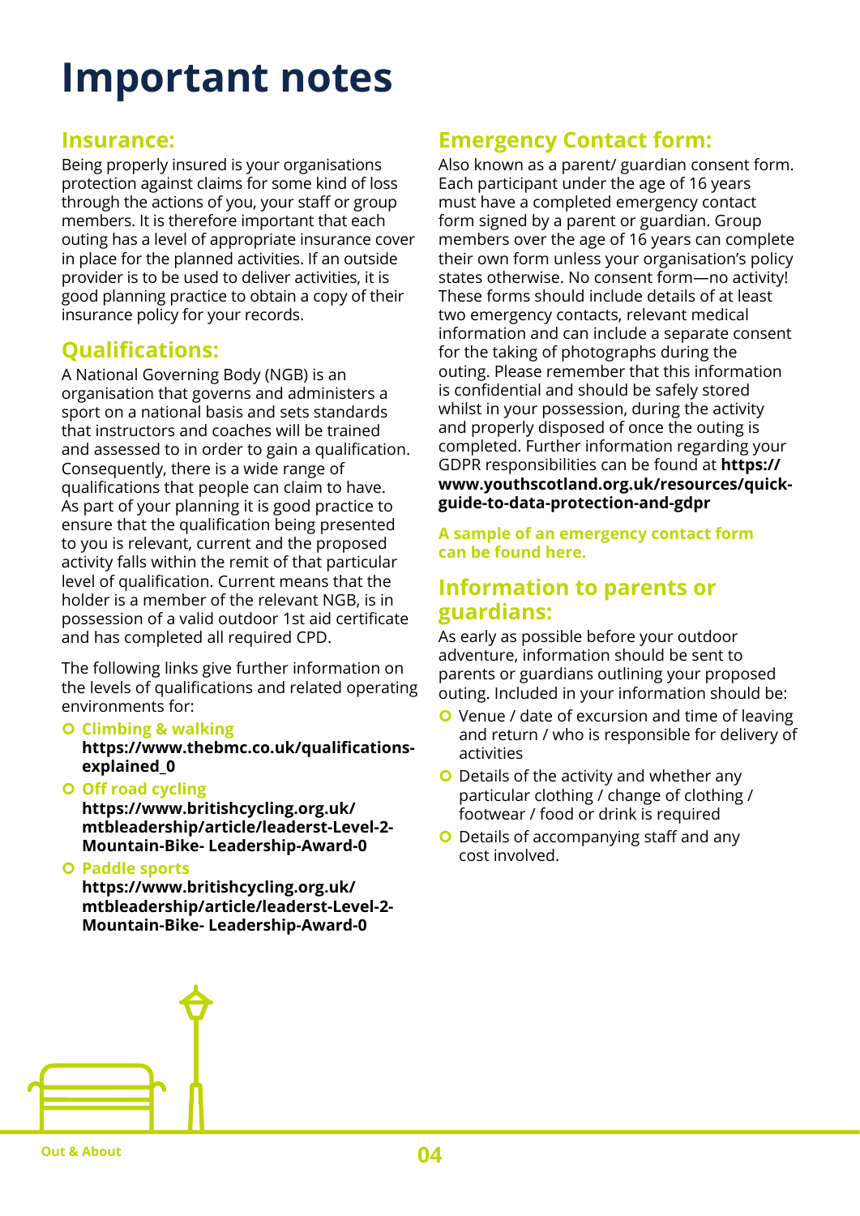# Important notes

## Insurance:

Being properly insured is your organisations protection against claims for some kind of loss through the actions of you, your staff or group members. It is therefore important that each outing has a level of appropriate insurance cover in place for the planned activities. If an outside provider is to be used to deliver activities, it is good planning practice to obtain a copy of their insurance policy for your records.

## Qualifications:

A National Governing Body (NGB) is an organisation that governs and administers a sport on a national basis and sets standards that instructors and coaches will be trained and assessed to in order to gain a qualification. Consequently, there is a wide range of qualifications that people can claim to have. As part of your planning it is good practice to ensure that the qualification being presented to you is relevant, current and the proposed activity falls within the remit of that particular level of qualification. Current means that the holder is a member of the relevant NGB, is in possession of a valid outdoor 1st aid certificate and has completed all required CPD.

The following links give further information on the levels of qualifications and related operating environments for:

- **Climbing & walking**
  **https://www.thebmc.co.uk/qualifications-explained_0**
- **Off road cycling**
  **https://www.britishcycling.org.uk/mtbleadership/article/leaderst-Level-2-Mountain-Bike- Leadership-Award-0**
- **Paddle sports**
  **https://www.britishcycling.org.uk/mtbleadership/article/leaderst-Level-2-Mountain-Bike- Leadership-Award-0**

## Emergency Contact form:

Also known as a parent/ guardian consent form. Each participant under the age of 16 years must have a completed emergency contact form signed by a parent or guardian. Group members over the age of 16 years can complete their own form unless your organisation's policy states otherwise. No consent form—no activity! These forms should include details of at least two emergency contacts, relevant medical information and can include a separate consent for the taking of photographs during the outing. Please remember that this information is confidential and should be safely stored whilst in your possession, during the activity and properly disposed of once the outing is completed. Further information regarding your GDPR responsibilities can be found at **https://www.youthscotland.org.uk/resources/quick-guide-to-data-protection-and-gdpr**

**A sample of an emergency contact form can be found here.**

## Information to parents or guardians:

As early as possible before your outdoor adventure, information should be sent to parents or guardians outlining your proposed outing. Included in your information should be:

- Venue / date of excursion and time of leaving and return / who is responsible for delivery of activities
- Details of the activity and whether any particular clothing / change of clothing / footwear / food or drink is required
- Details of accompanying staff and any cost involved.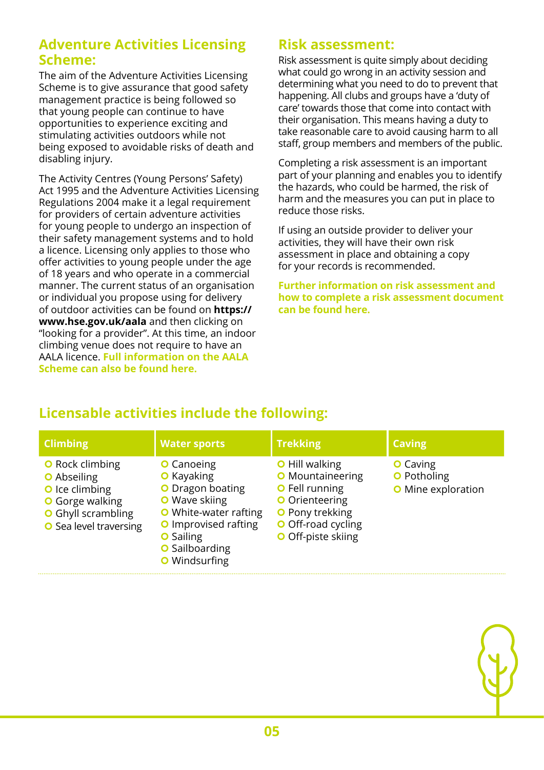## Adventure Activities Licensing Scheme:

The aim of the Adventure Activities Licensing Scheme is to give assurance that good safety management practice is being followed so that young people can continue to have opportunities to experience exciting and stimulating activities outdoors while not being exposed to avoidable risks of death and disabling injury.

The Activity Centres (Young Persons' Safety) Act 1995 and the Adventure Activities Licensing Regulations 2004 make it a legal requirement for providers of certain adventure activities for young people to undergo an inspection of their safety management systems and to hold a licence. Licensing only applies to those who offer activities to young people under the age of 18 years and who operate in a commercial manner. The current status of an organisation or individual you propose using for delivery of outdoor activities can be found on **https://www.hse.gov.uk/aala** and then clicking on "looking for a provider". At this time, an indoor climbing venue does not require to have an AALA licence. **Full information on the AALA Scheme can also be found here.**

## Risk assessment:

Risk assessment is quite simply about deciding what could go wrong in an activity session and determining what you need to do to prevent that happening. All clubs and groups have a 'duty of care' towards those that come into contact with their organisation. This means having a duty to take reasonable care to avoid causing harm to all staff, group members and members of the public.

Completing a risk assessment is an important part of your planning and enables you to identify the hazards, who could be harmed, the risk of harm and the measures you can put in place to reduce those risks.

If using an outside provider to deliver your activities, they will have their own risk assessment in place and obtaining a copy for your records is recommended.

**Further information on risk assessment and how to complete a risk assessment document can be found here.**

## Licensable activities include the following:

| Climbing | Water sports | Trekking | Caving |
|---|---|---|---|
| Rock climbing | Canoeing | Hill walking | Caving |
| Abseiling | Kayaking | Mountaineering | Potholing |
| Ice climbing | Dragon boating | Fell running | Mine exploration |
| Gorge walking | Wave skiing | Orienteering | |
| Ghyll scrambling | White-water rafting | Pony trekking | |
| Sea level traversing | Improvised rafting | Off-road cycling | |
| | Sailing | Off-piste skiing | |
| | Sailboarding | | |
| | Windsurfing | | |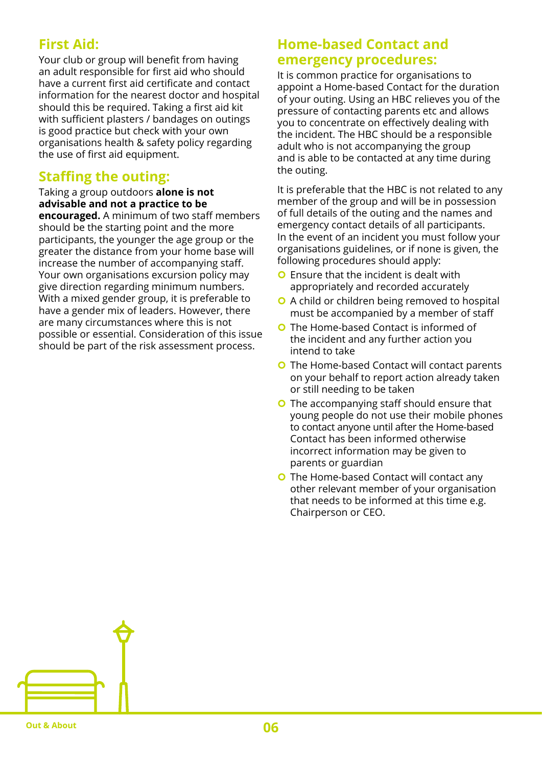## First Aid:

Your club or group will benefit from having an adult responsible for first aid who should have a current first aid certificate and contact information for the nearest doctor and hospital should this be required. Taking a first aid kit with sufficient plasters / bandages on outings is good practice but check with your own organisations health & safety policy regarding the use of first aid equipment.

## Staffing the outing:

Taking a group outdoors **alone is not advisable and not a practice to be encouraged.** A minimum of two staff members should be the starting point and the more participants, the younger the age group or the greater the distance from your home base will increase the number of accompanying staff. Your own organisations excursion policy may give direction regarding minimum numbers. With a mixed gender group, it is preferable to have a gender mix of leaders. However, there are many circumstances where this is not possible or essential. Consideration of this issue should be part of the risk assessment process.

## Home-based Contact and emergency procedures:

It is common practice for organisations to appoint a Home-based Contact for the duration of your outing. Using an HBC relieves you of the pressure of contacting parents etc and allows you to concentrate on effectively dealing with the incident. The HBC should be a responsible adult who is not accompanying the group and is able to be contacted at any time during the outing.

It is preferable that the HBC is not related to any member of the group and will be in possession of full details of the outing and the names and emergency contact details of all participants. In the event of an incident you must follow your organisations guidelines, or if none is given, the following procedures should apply:

- Ensure that the incident is dealt with appropriately and recorded accurately
- A child or children being removed to hospital must be accompanied by a member of staff
- The Home-based Contact is informed of the incident and any further action you intend to take
- The Home-based Contact will contact parents on your behalf to report action already taken or still needing to be taken
- The accompanying staff should ensure that young people do not use their mobile phones to contact anyone until after the Home-based Contact has been informed otherwise incorrect information may be given to parents or guardian
- The Home-based Contact will contact any other relevant member of your organisation that needs to be informed at this time e.g. Chairperson or CEO.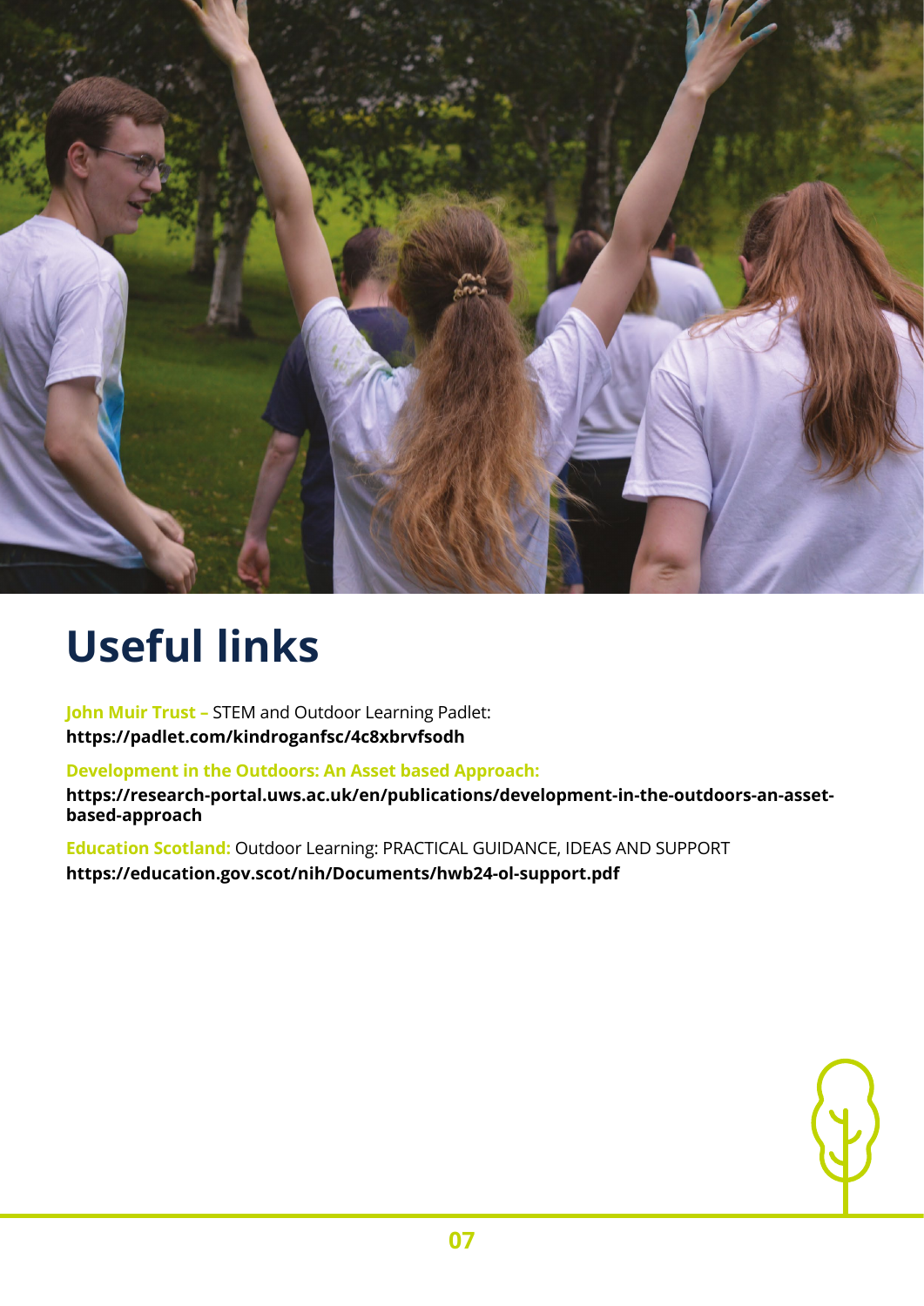# Useful links

**John Muir Trust –** STEM and Outdoor Learning Padlet:
**https://padlet.com/kindroganfsc/4c8xbrvfsodh**

**Development in the Outdoors: An Asset based Approach:**
**https://research-portal.uws.ac.uk/en/publications/development-in-the-outdoors-an-asset-based-approach**

**Education Scotland:** Outdoor Learning: PRACTICAL GUIDANCE, IDEAS AND SUPPORT
**https://education.gov.scot/nih/Documents/hwb24-ol-support.pdf**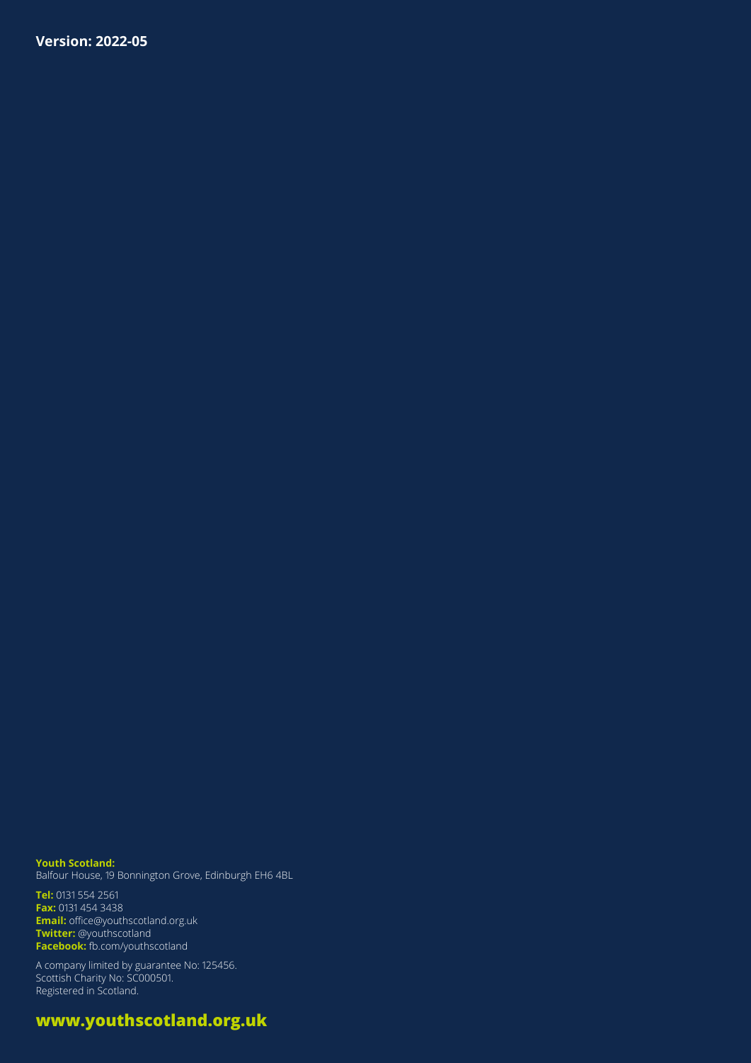**Version: 2022-05**

**Youth Scotland:**
Balfour House, 19 Bonnington Grove, Edinburgh EH6 4BL

**Tel:** 0131 554 2561
**Fax:** 0131 454 3438
**Email:** office@youthscotland.org.uk
**Twitter:** @youthscotland
**Facebook:** fb.com/youthscotland

A company limited by guarantee No: 125456.
Scottish Charity No: SC000501.
Registered in Scotland.

**www.youthscotland.org.uk**